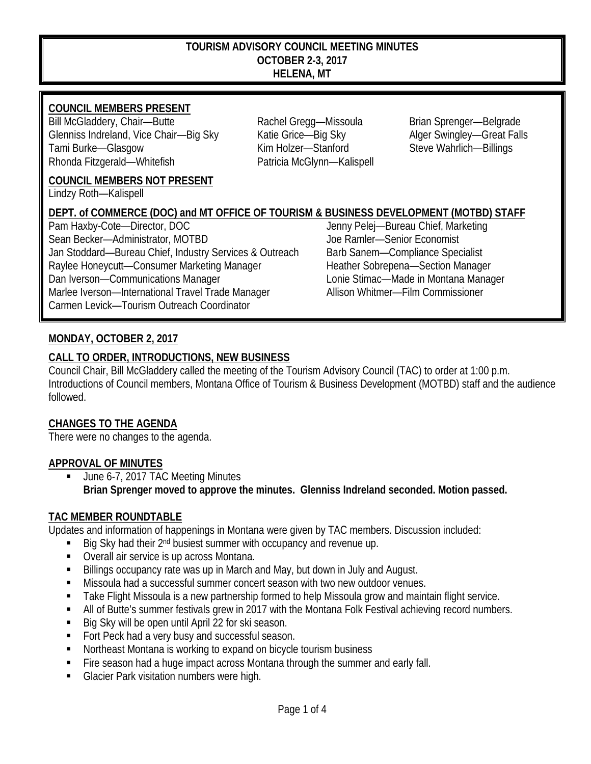# TOURISM ADVISORY COUNCIL MEETING MINUTES
## OCTOBER 2-3, 2017
## HELENA, MT

**COUNCIL MEMBERS PRESENT**

Bill McGladdery, Chair—Butte
Glenniss Indreland, Vice Chair—Big Sky
Tami Burke—Glasgow
Rhonda Fitzgerald—Whitefish
Rachel Gregg—Missoula
Katie Grice—Big Sky
Kim Holzer—Stanford
Patricia McGlynn—Kalispell
Brian Sprenger—Belgrade
Alger Swingley—Great Falls
Steve Wahrlich—Billings

**COUNCIL MEMBERS NOT PRESENT**

Lindzy Roth—Kalispell

**DEPT. of COMMERCE (DOC) and MT OFFICE OF TOURISM & BUSINESS DEVELOPMENT (MOTBD) STAFF**

Pam Haxby-Cote—Director, DOC
Sean Becker—Administrator, MOTBD
Jan Stoddard—Bureau Chief, Industry Services & Outreach
Raylee Honeycutt—Consumer Marketing Manager
Dan Iverson—Communications Manager
Marlee Iverson—International Travel Trade Manager
Carmen Levick—Tourism Outreach Coordinator
Jenny Pelej—Bureau Chief, Marketing
Joe Ramler—Senior Economist
Barb Sanem—Compliance Specialist
Heather Sobrepena—Section Manager
Lonie Stimac—Made in Montana Manager
Allison Whitmer—Film Commissioner

## MONDAY, OCTOBER 2, 2017

### CALL TO ORDER, INTRODUCTIONS, NEW BUSINESS

Council Chair, Bill McGladdery called the meeting of the Tourism Advisory Council (TAC) to order at 1:00 p.m. Introductions of Council members, Montana Office of Tourism & Business Development (MOTBD) staff and the audience followed.

### CHANGES TO THE AGENDA

There were no changes to the agenda.

### APPROVAL OF MINUTES

- June 6-7, 2017 TAC Meeting Minutes
  **Brian Sprenger moved to approve the minutes. Glenniss Indreland seconded. Motion passed.**

### TAC MEMBER ROUNDTABLE

Updates and information of happenings in Montana were given by TAC members. Discussion included:

- Big Sky had their 2nd busiest summer with occupancy and revenue up.
- Overall air service is up across Montana.
- Billings occupancy rate was up in March and May, but down in July and August.
- Missoula had a successful summer concert season with two new outdoor venues.
- Take Flight Missoula is a new partnership formed to help Missoula grow and maintain flight service.
- All of Butte's summer festivals grew in 2017 with the Montana Folk Festival achieving record numbers.
- Big Sky will be open until April 22 for ski season.
- Fort Peck had a very busy and successful season.
- Northeast Montana is working to expand on bicycle tourism business
- Fire season had a huge impact across Montana through the summer and early fall.
- Glacier Park visitation numbers were high.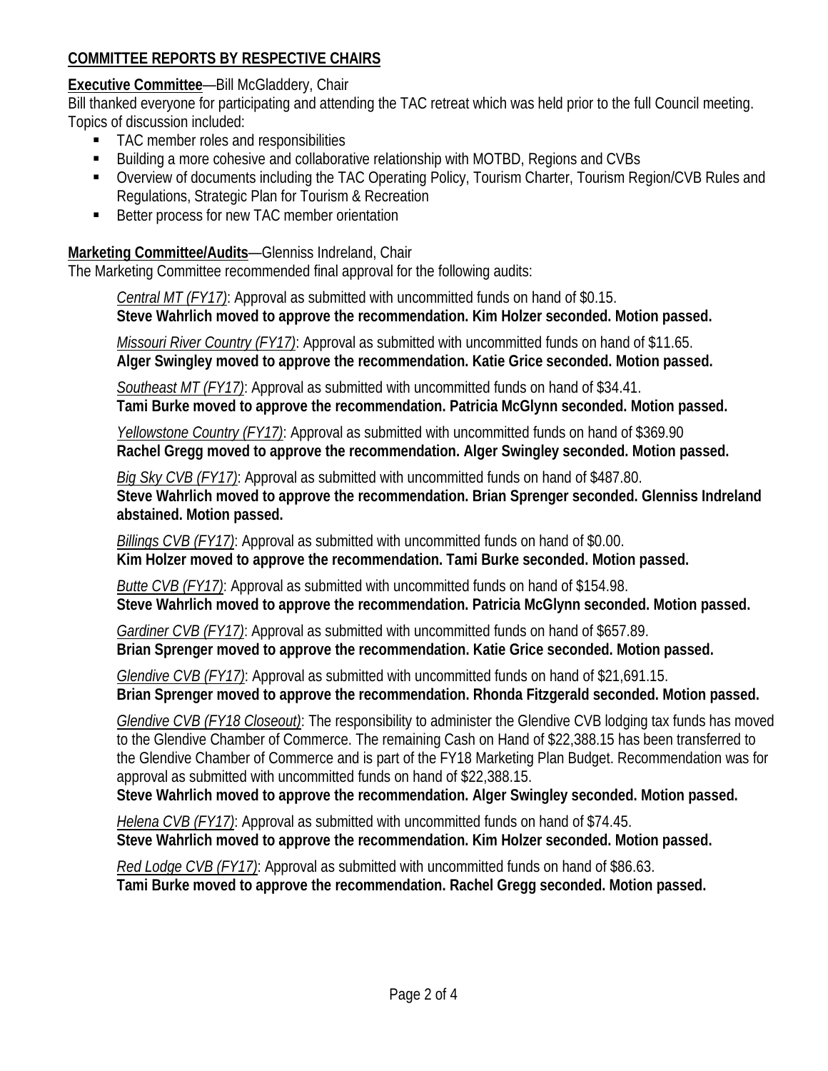## COMMITTEE REPORTS BY RESPECTIVE CHAIRS

**Executive Committee**—Bill McGladdery, Chair

Bill thanked everyone for participating and attending the TAC retreat which was held prior to the full Council meeting. Topics of discussion included:

- TAC member roles and responsibilities
- Building a more cohesive and collaborative relationship with MOTBD, Regions and CVBs
- Overview of documents including the TAC Operating Policy, Tourism Charter, Tourism Region/CVB Rules and Regulations, Strategic Plan for Tourism & Recreation
- Better process for new TAC member orientation

**Marketing Committee/Audits**—Glenniss Indreland, Chair

The Marketing Committee recommended final approval for the following audits:

*Central MT (FY17)*: Approval as submitted with uncommitted funds on hand of $0.15.
**Steve Wahrlich moved to approve the recommendation. Kim Holzer seconded. Motion passed.**

*Missouri River Country (FY17)*: Approval as submitted with uncommitted funds on hand of $11.65.
**Alger Swingley moved to approve the recommendation. Katie Grice seconded. Motion passed.**

*Southeast MT (FY17)*: Approval as submitted with uncommitted funds on hand of $34.41.
**Tami Burke moved to approve the recommendation. Patricia McGlynn seconded. Motion passed.**

*Yellowstone Country (FY17)*: Approval as submitted with uncommitted funds on hand of $369.90
**Rachel Gregg moved to approve the recommendation. Alger Swingley seconded. Motion passed.**

*Big Sky CVB (FY17)*: Approval as submitted with uncommitted funds on hand of $487.80.
**Steve Wahrlich moved to approve the recommendation. Brian Sprenger seconded. Glenniss Indreland abstained. Motion passed.**

*Billings CVB (FY17)*: Approval as submitted with uncommitted funds on hand of $0.00.
**Kim Holzer moved to approve the recommendation. Tami Burke seconded. Motion passed.**

*Butte CVB (FY17)*: Approval as submitted with uncommitted funds on hand of $154.98.
**Steve Wahrlich moved to approve the recommendation. Patricia McGlynn seconded. Motion passed.**

*Gardiner CVB (FY17)*: Approval as submitted with uncommitted funds on hand of $657.89.
**Brian Sprenger moved to approve the recommendation. Katie Grice seconded. Motion passed.**

*Glendive CVB (FY17)*: Approval as submitted with uncommitted funds on hand of $21,691.15.
**Brian Sprenger moved to approve the recommendation. Rhonda Fitzgerald seconded. Motion passed.**

*Glendive CVB (FY18 Closeout)*: The responsibility to administer the Glendive CVB lodging tax funds has moved to the Glendive Chamber of Commerce. The remaining Cash on Hand of $22,388.15 has been transferred to the Glendive Chamber of Commerce and is part of the FY18 Marketing Plan Budget. Recommendation was for approval as submitted with uncommitted funds on hand of $22,388.15.
**Steve Wahrlich moved to approve the recommendation. Alger Swingley seconded. Motion passed.**

*Helena CVB (FY17)*: Approval as submitted with uncommitted funds on hand of $74.45.
**Steve Wahrlich moved to approve the recommendation. Kim Holzer seconded. Motion passed.**

*Red Lodge CVB (FY17)*: Approval as submitted with uncommitted funds on hand of $86.63.
**Tami Burke moved to approve the recommendation. Rachel Gregg seconded. Motion passed.**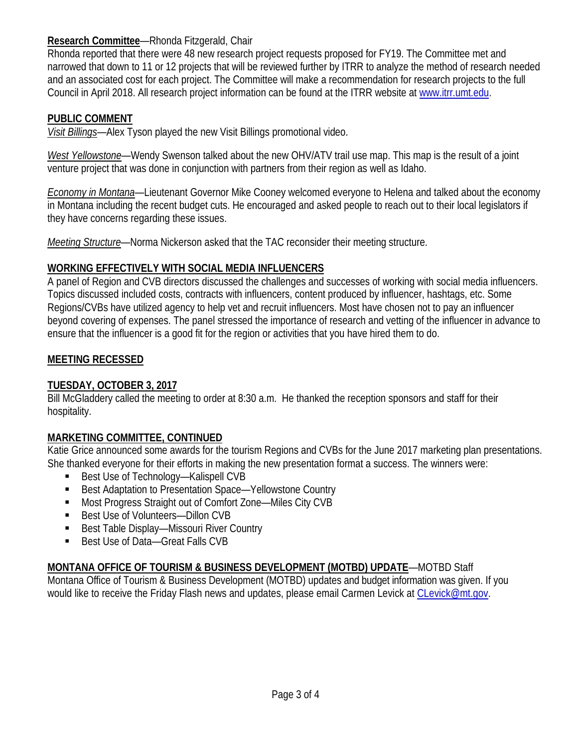**<u>Research Committee</u>**—Rhonda Fitzgerald, Chair
Rhonda reported that there were 48 new research project requests proposed for FY19. The Committee met and narrowed that down to 11 or 12 projects that will be reviewed further by ITRR to analyze the method of research needed and an associated cost for each project. The Committee will make a recommendation for research projects to the full Council in April 2018. All research project information can be found at the ITRR website at [www.itrr.umt.edu](http://www.itrr.umt.edu).

**<u>PUBLIC COMMENT</u>**

*<u>Visit Billings</u>*—Alex Tyson played the new Visit Billings promotional video.

*<u>West Yellowstone</u>*—Wendy Swenson talked about the new OHV/ATV trail use map. This map is the result of a joint venture project that was done in conjunction with partners from their region as well as Idaho.

*<u>Economy in Montana</u>*—Lieutenant Governor Mike Cooney welcomed everyone to Helena and talked about the economy in Montana including the recent budget cuts. He encouraged and asked people to reach out to their local legislators if they have concerns regarding these issues.

*<u>Meeting Structure</u>*—Norma Nickerson asked that the TAC reconsider their meeting structure.

**<u>WORKING EFFECTIVELY WITH SOCIAL MEDIA INFLUENCERS</u>**

A panel of Region and CVB directors discussed the challenges and successes of working with social media influencers. Topics discussed included costs, contracts with influencers, content produced by influencer, hashtags, etc. Some Regions/CVBs have utilized agency to help vet and recruit influencers. Most have chosen not to pay an influencer beyond covering of expenses. The panel stressed the importance of research and vetting of the influencer in advance to ensure that the influencer is a good fit for the region or activities that you have hired them to do.

**<u>MEETING RECESSED</u>**

**<u>TUESDAY, OCTOBER 3, 2017</u>**

Bill McGladdery called the meeting to order at 8:30 a.m. He thanked the reception sponsors and staff for their hospitality.

**<u>MARKETING COMMITTEE, CONTINUED</u>**

Katie Grice announced some awards for the tourism Regions and CVBs for the June 2017 marketing plan presentations. She thanked everyone for their efforts in making the new presentation format a success. The winners were:

- Best Use of Technology—Kalispell CVB
- Best Adaptation to Presentation Space—Yellowstone Country
- Most Progress Straight out of Comfort Zone—Miles City CVB
- Best Use of Volunteers—Dillon CVB
- Best Table Display—Missouri River Country
- Best Use of Data—Great Falls CVB

**<u>MONTANA OFFICE OF TOURISM & BUSINESS DEVELOPMENT (MOTBD) UPDATE</u>**—MOTBD Staff

Montana Office of Tourism & Business Development (MOTBD) updates and budget information was given. If you would like to receive the Friday Flash news and updates, please email Carmen Levick at [CLevick@mt.gov](mailto:CLevick@mt.gov).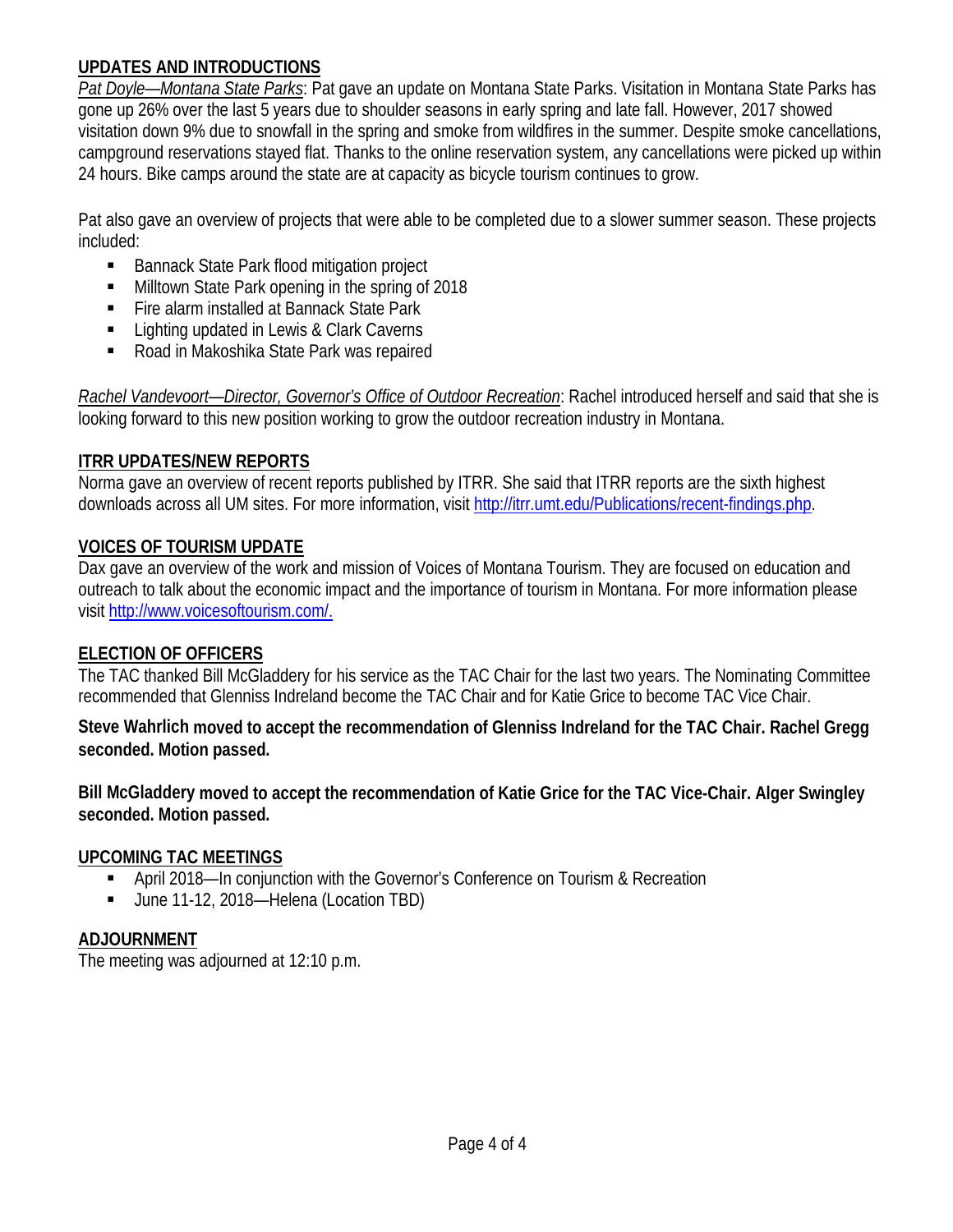## UPDATES AND INTRODUCTIONS

*Pat Doyle—Montana State Parks*: Pat gave an update on Montana State Parks. Visitation in Montana State Parks has gone up 26% over the last 5 years due to shoulder seasons in early spring and late fall. However, 2017 showed visitation down 9% due to snowfall in the spring and smoke from wildfires in the summer. Despite smoke cancellations, campground reservations stayed flat. Thanks to the online reservation system, any cancellations were picked up within 24 hours. Bike camps around the state are at capacity as bicycle tourism continues to grow.

Pat also gave an overview of projects that were able to be completed due to a slower summer season. These projects included:

- Bannack State Park flood mitigation project
- Milltown State Park opening in the spring of 2018
- Fire alarm installed at Bannack State Park
- Lighting updated in Lewis & Clark Caverns
- Road in Makoshika State Park was repaired

*Rachel Vandevoort—Director, Governor's Office of Outdoor Recreation*: Rachel introduced herself and said that she is looking forward to this new position working to grow the outdoor recreation industry in Montana.

## ITRR UPDATES/NEW REPORTS

Norma gave an overview of recent reports published by ITRR. She said that ITRR reports are the sixth highest downloads across all UM sites. For more information, visit http://itrr.umt.edu/Publications/recent-findings.php.

## VOICES OF TOURISM UPDATE

Dax gave an overview of the work and mission of Voices of Montana Tourism. They are focused on education and outreach to talk about the economic impact and the importance of tourism in Montana. For more information please visit http://www.voicesoftourism.com/.

## ELECTION OF OFFICERS

The TAC thanked Bill McGladdery for his service as the TAC Chair for the last two years. The Nominating Committee recommended that Glenniss Indreland become the TAC Chair and for Katie Grice to become TAC Vice Chair.

**Steve Wahrlich moved to accept the recommendation of Glenniss Indreland for the TAC Chair. Rachel Gregg seconded. Motion passed.**

**Bill McGladdery moved to accept the recommendation of Katie Grice for the TAC Vice-Chair. Alger Swingley seconded. Motion passed.**

## UPCOMING TAC MEETINGS

- April 2018—In conjunction with the Governor's Conference on Tourism & Recreation
- June 11-12, 2018—Helena (Location TBD)

## ADJOURNMENT

The meeting was adjourned at 12:10 p.m.